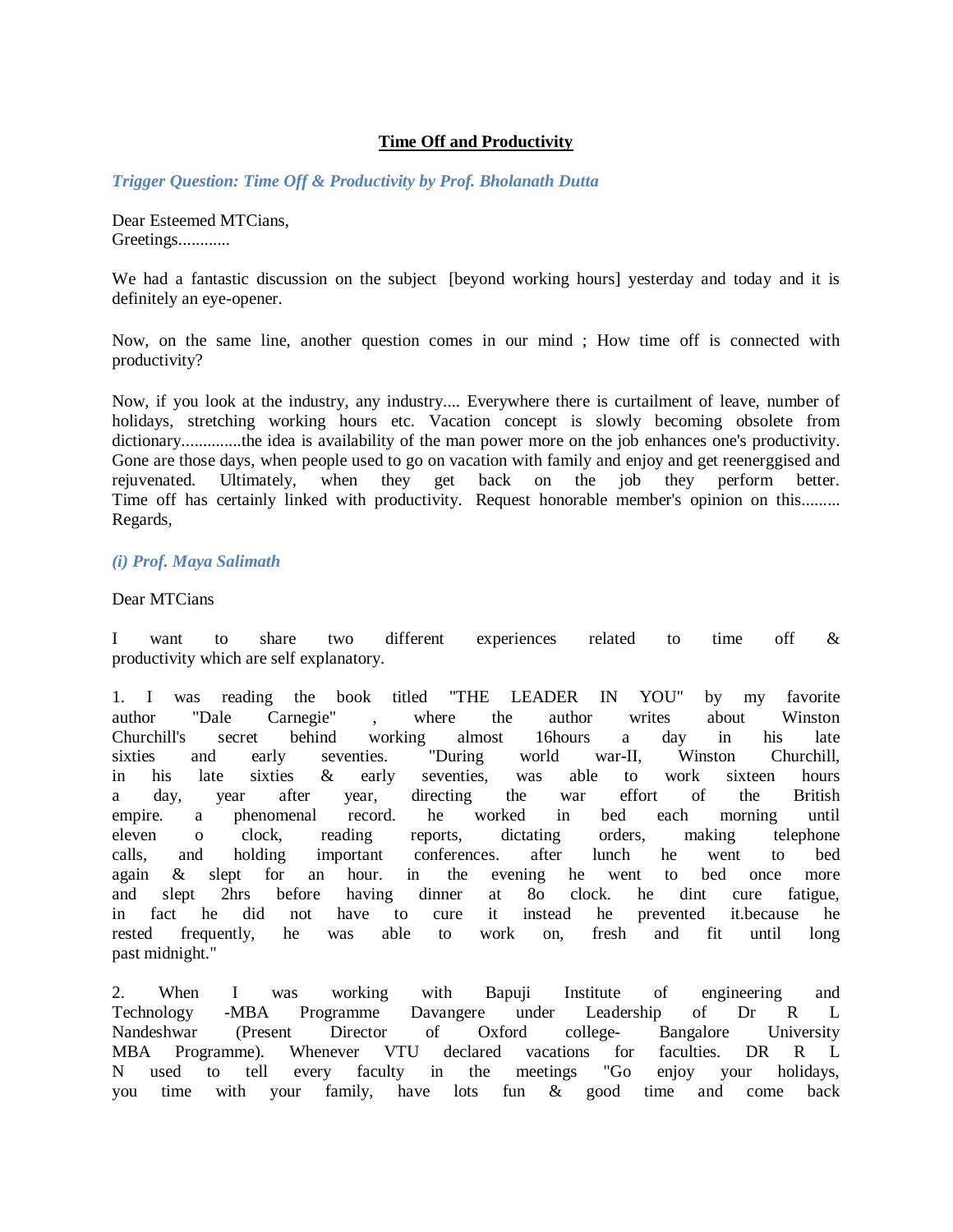# **Time Off and Productivity**

***Trigger Question: Time Off & Productivity by Prof. Bholanath Dutta***

Dear Esteemed MTCians,
Greetings............

We had a fantastic discussion on the subject [beyond working hours] yesterday and today and it is definitely an eye-opener.

Now, on the same line, another question comes in our mind ; How time off is connected with productivity?

Now, if you look at the industry, any industry.... Everywhere there is curtailment of leave, number of holidays, stretching working hours etc. Vacation concept is slowly becoming obsolete from dictionary..............the idea is availability of the man power more on the job enhances one's productivity. Gone are those days, when people used to go on vacation with family and enjoy and get reenerggised and rejuvenated. Ultimately, when they get back on the job they perform better. Time off has certainly linked with productivity. Request honorable member's opinion on this.........
Regards,

***(i) Prof. Maya Salimath***

Dear MTCians

I want to share two different experiences related to time off & productivity which are self explanatory.

1. I was reading the book titled "THE LEADER IN YOU" by my favorite author "Dale Carnegie" , where the author writes about Winston Churchill's secret behind working almost 16hours a day in his late sixties and early seventies. "During world war-II, Winston Churchill, in his late sixties & early seventies, was able to work sixteen hours a day, year after year, directing the war effort of the British empire. a phenomenal record. he worked in bed each morning until eleven o clock, reading reports, dictating orders, making telephone calls, and holding important conferences. after lunch he went to bed again & slept for an hour. in the evening he went to bed once more and slept 2hrs before having dinner at 8o clock. he dint cure fatigue, in fact he did not have to cure it instead he prevented it.because he rested frequently, he was able to work on, fresh and fit until long past midnight."

2. When I was working with Bapuji Institute of engineering and Technology -MBA Programme Davangere under Leadership of Dr R L Nandeshwar (Present Director of Oxford college- Bangalore University MBA Programme). Whenever VTU declared vacations for faculties. DR R L N used to tell every faculty in the meetings "Go enjoy your holidays, you time with your family, have lots fun & good time and come back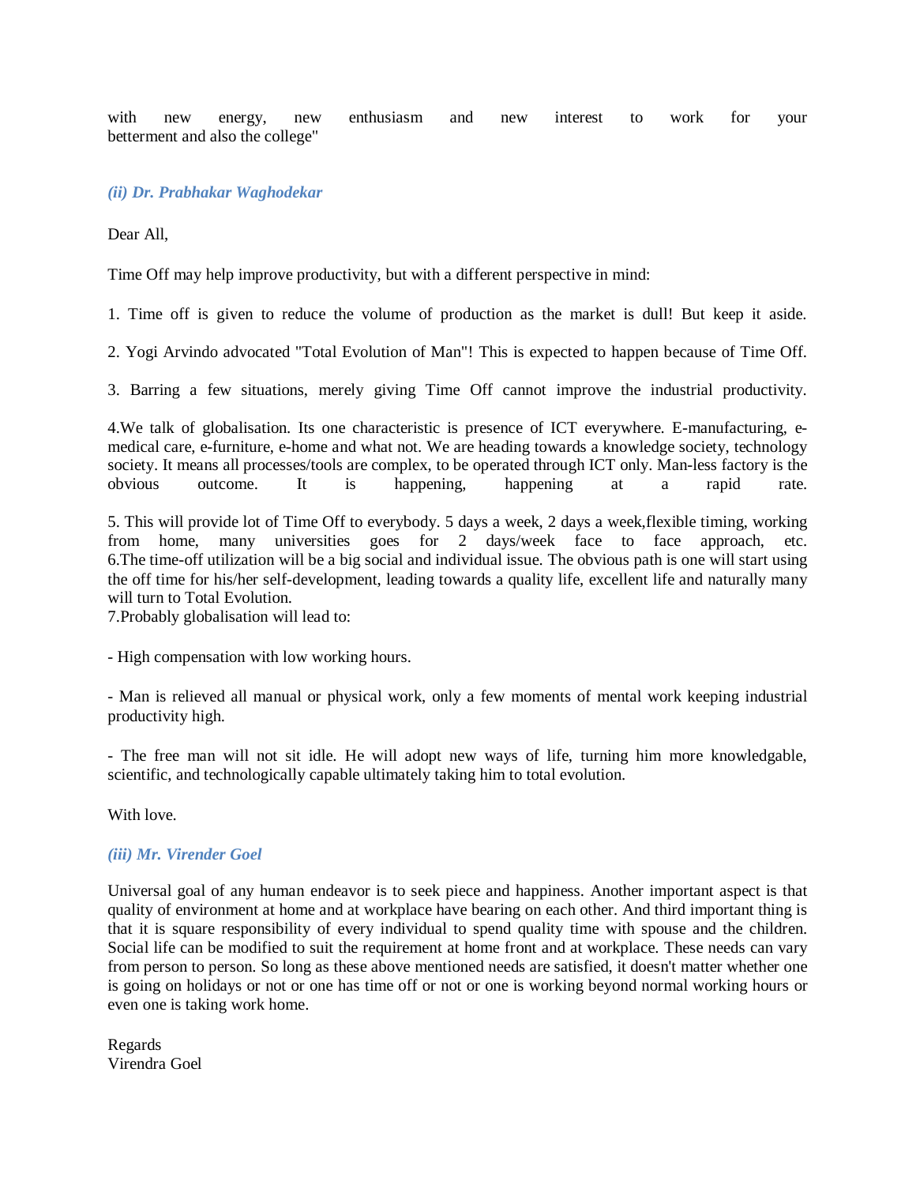with new energy, new enthusiasm and new interest to work for your betterment and also the college"

### *(ii) Dr. Prabhakar Waghodekar*

Dear All,

Time Off may help improve productivity, but with a different perspective in mind:

1. Time off is given to reduce the volume of production as the market is dull! But keep it aside.

2. Yogi Arvindo advocated "Total Evolution of Man"! This is expected to happen because of Time Off.

3. Barring a few situations, merely giving Time Off cannot improve the industrial productivity.

4.We talk of globalisation. Its one characteristic is presence of ICT everywhere. E-manufacturing, e-medical care, e-furniture, e-home and what not. We are heading towards a knowledge society, technology society. It means all processes/tools are complex, to be operated through ICT only. Man-less factory is the obvious outcome. It is happening, happening at a rapid rate.

5. This will provide lot of Time Off to everybody. 5 days a week, 2 days a week,flexible timing, working from home, many universities goes for 2 days/week face to face approach, etc.
6.The time-off utilization will be a big social and individual issue. The obvious path is one will start using the off time for his/her self-development, leading towards a quality life, excellent life and naturally many will turn to Total Evolution.
7.Probably globalisation will lead to:

- High compensation with low working hours.

- Man is relieved all manual or physical work, only a few moments of mental work keeping industrial productivity high.

- The free man will not sit idle. He will adopt new ways of life, turning him more knowledgable, scientific, and technologically capable ultimately taking him to total evolution.

With love.

### *(iii) Mr. Virender Goel*

Universal goal of any human endeavor is to seek piece and happiness. Another important aspect is that quality of environment at home and at workplace have bearing on each other. And third important thing is that it is square responsibility of every individual to spend quality time with spouse and the children. Social life can be modified to suit the requirement at home front and at workplace. These needs can vary from person to person. So long as these above mentioned needs are satisfied, it doesn't matter whether one is going on holidays or not or one has time off or not or one is working beyond normal working hours or even one is taking work home.

Regards
Virendra Goel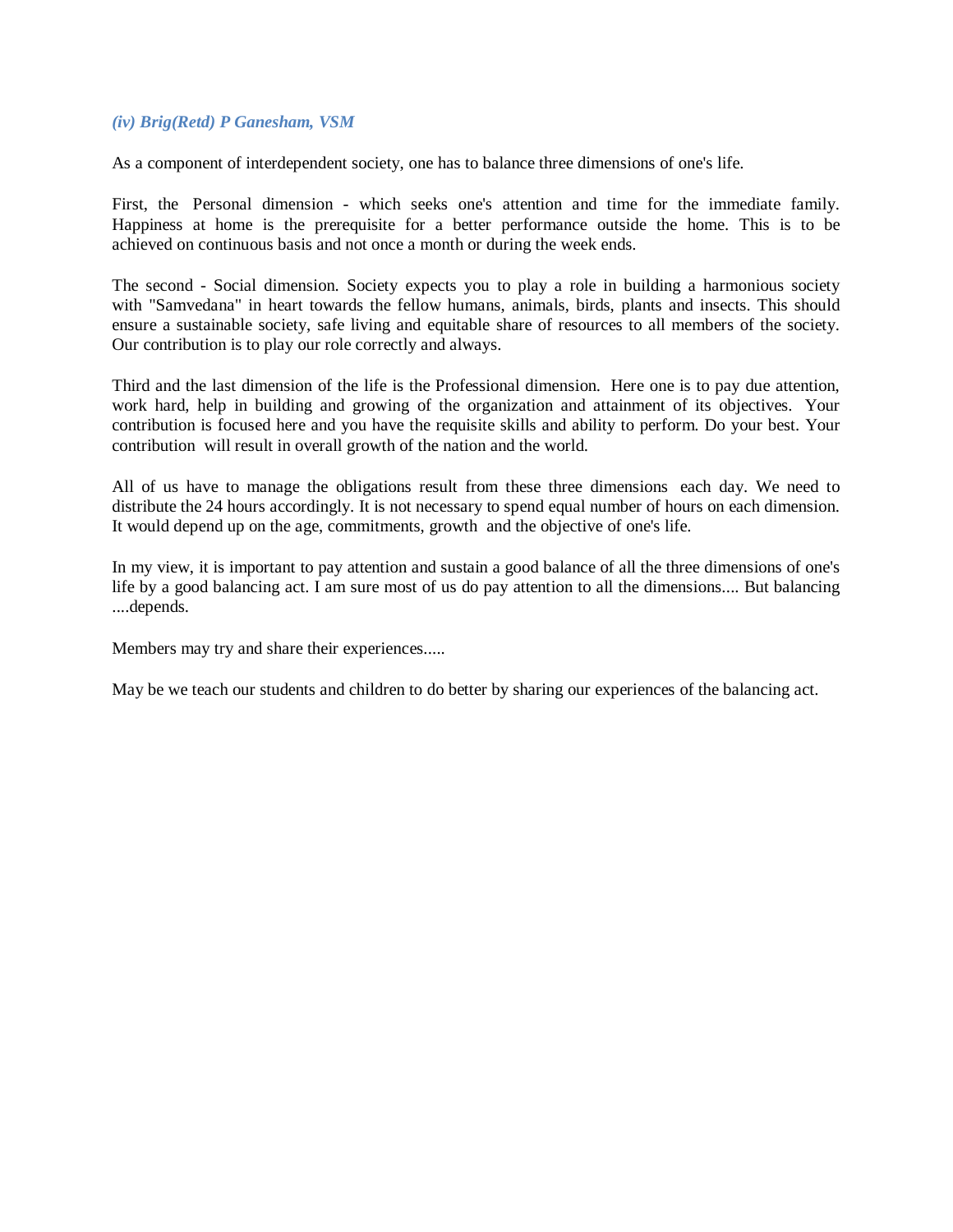### *(iv) Brig(Retd) P Ganesham, VSM*

As a component of interdependent society, one has to balance three dimensions of one's life.

First, the Personal dimension - which seeks one's attention and time for the immediate family. Happiness at home is the prerequisite for a better performance outside the home. This is to be achieved on continuous basis and not once a month or during the week ends.

The second - Social dimension. Society expects you to play a role in building a harmonious society with "Samvedana" in heart towards the fellow humans, animals, birds, plants and insects. This should ensure a sustainable society, safe living and equitable share of resources to all members of the society. Our contribution is to play our role correctly and always.

Third and the last dimension of the life is the Professional dimension. Here one is to pay due attention, work hard, help in building and growing of the organization and attainment of its objectives. Your contribution is focused here and you have the requisite skills and ability to perform. Do your best. Your contribution will result in overall growth of the nation and the world.

All of us have to manage the obligations result from these three dimensions each day. We need to distribute the 24 hours accordingly. It is not necessary to spend equal number of hours on each dimension. It would depend up on the age, commitments, growth and the objective of one's life.

In my view, it is important to pay attention and sustain a good balance of all the three dimensions of one's life by a good balancing act. I am sure most of us do pay attention to all the dimensions.... But balancing ....depends.

Members may try and share their experiences.....

May be we teach our students and children to do better by sharing our experiences of the balancing act.